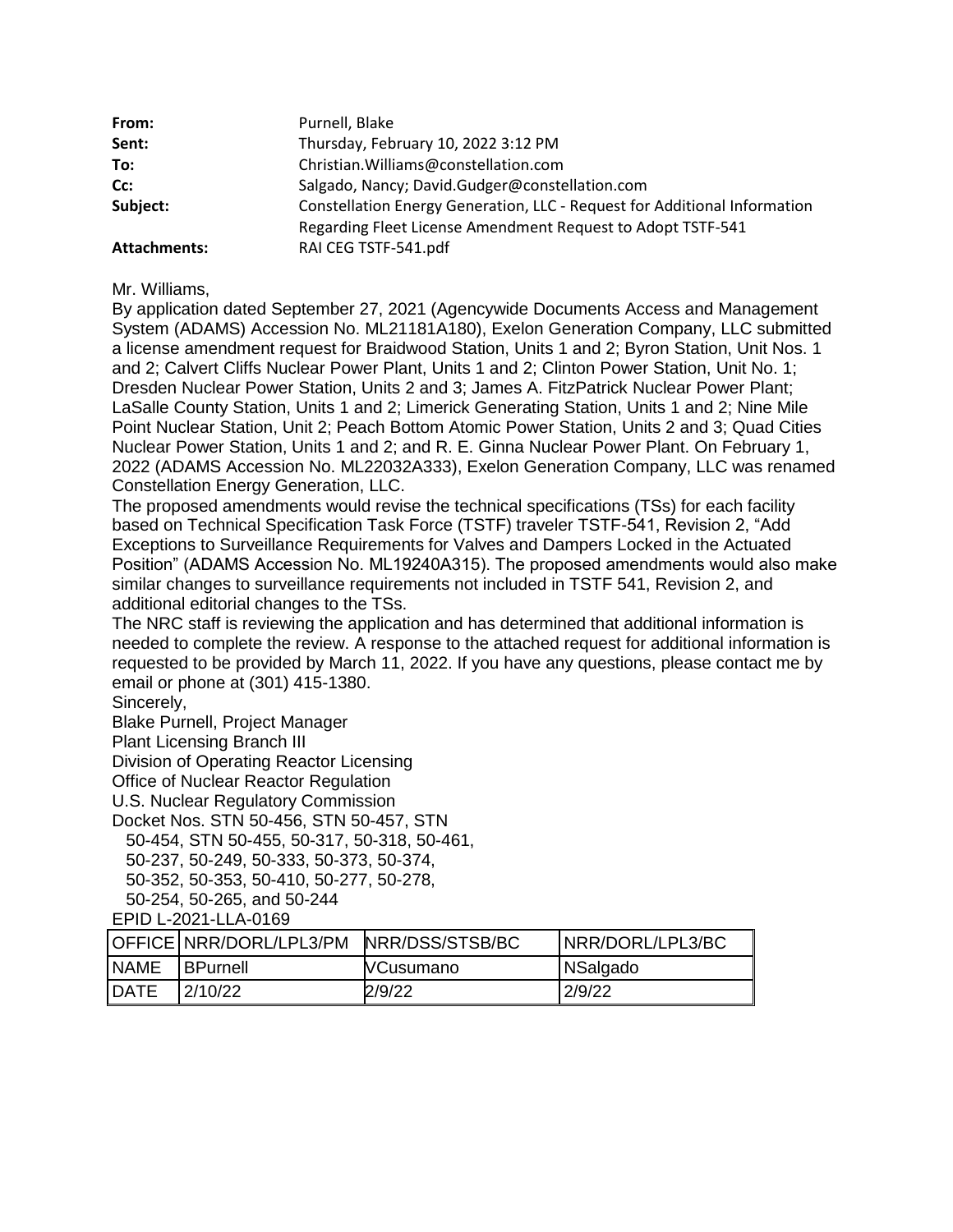| | |
|---|---|
| **From:** | Purnell, Blake |
| **Sent:** | Thursday, February 10, 2022 3:12 PM |
| **To:** | Christian.Williams@constellation.com |
| **Cc:** | Salgado, Nancy; David.Gudger@constellation.com |
| **Subject:** | Constellation Energy Generation, LLC - Request for Additional Information Regarding Fleet License Amendment Request to Adopt TSTF-541 |
| **Attachments:** | RAI CEG TSTF-541.pdf |

Mr. Williams,

By application dated September 27, 2021 (Agencywide Documents Access and Management System (ADAMS) Accession No. ML21181A180), Exelon Generation Company, LLC submitted a license amendment request for Braidwood Station, Units 1 and 2; Byron Station, Unit Nos. 1 and 2; Calvert Cliffs Nuclear Power Plant, Units 1 and 2; Clinton Power Station, Unit No. 1; Dresden Nuclear Power Station, Units 2 and 3; James A. FitzPatrick Nuclear Power Plant; LaSalle County Station, Units 1 and 2; Limerick Generating Station, Units 1 and 2; Nine Mile Point Nuclear Station, Unit 2; Peach Bottom Atomic Power Station, Units 2 and 3; Quad Cities Nuclear Power Station, Units 1 and 2; and R. E. Ginna Nuclear Power Plant. On February 1, 2022 (ADAMS Accession No. ML22032A333), Exelon Generation Company, LLC was renamed Constellation Energy Generation, LLC.

The proposed amendments would revise the technical specifications (TSs) for each facility based on Technical Specification Task Force (TSTF) traveler TSTF-541, Revision 2, "Add Exceptions to Surveillance Requirements for Valves and Dampers Locked in the Actuated Position" (ADAMS Accession No. ML19240A315). The proposed amendments would also make similar changes to surveillance requirements not included in TSTF 541, Revision 2, and additional editorial changes to the TSs.

The NRC staff is reviewing the application and has determined that additional information is needed to complete the review. A response to the attached request for additional information is requested to be provided by March 11, 2022. If you have any questions, please contact me by email or phone at (301) 415-1380.

Sincerely,

Blake Purnell, Project Manager
Plant Licensing Branch III
Division of Operating Reactor Licensing
Office of Nuclear Reactor Regulation
U.S. Nuclear Regulatory Commission
Docket Nos. STN 50-456, STN 50-457, STN 50-454, STN 50-455, 50-317, 50-318, 50-461, 50-237, 50-249, 50-333, 50-373, 50-374, 50-352, 50-353, 50-410, 50-277, 50-278, 50-254, 50-265, and 50-244
EPID L-2021-LLA-0169

| OFFICE | NRR/DORL/LPL3/PM | NRR/DSS/STSB/BC | NRR/DORL/LPL3/BC |
|---|---|---|---|
| NAME | BPurnell | VCusumano | NSalgado |
| DATE | 2/10/22 | 2/9/22 | 2/9/22 |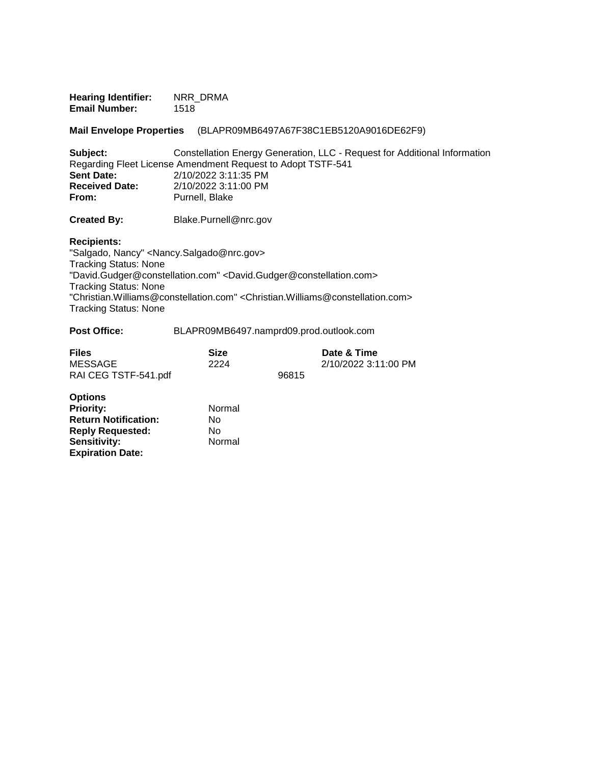**Hearing Identifier:** NRR_DRMA
**Email Number:** 1518

**Mail Envelope Properties** (BLAPR09MB6497A67F38C1EB5120A9016DE62F9)

**Subject:** Constellation Energy Generation, LLC - Request for Additional Information Regarding Fleet License Amendment Request to Adopt TSTF-541
**Sent Date:** 2/10/2022 3:11:35 PM
**Received Date:** 2/10/2022 3:11:00 PM
**From:** Purnell, Blake

**Created By:** Blake.Purnell@nrc.gov

**Recipients:**
"Salgado, Nancy" <Nancy.Salgado@nrc.gov>
Tracking Status: None
"David.Gudger@constellation.com" <David.Gudger@constellation.com>
Tracking Status: None
"Christian.Williams@constellation.com" <Christian.Williams@constellation.com>
Tracking Status: None

**Post Office:** BLAPR09MB6497.namprd09.prod.outlook.com

| Files | Size | Date & Time |
|---|---|---|
| MESSAGE | 2224 | 2/10/2022 3:11:00 PM |
| RAI CEG TSTF-541.pdf | 96815 | |

**Options**
**Priority:** Normal
**Return Notification:** No
**Reply Requested:** No
**Sensitivity:** Normal
**Expiration Date:**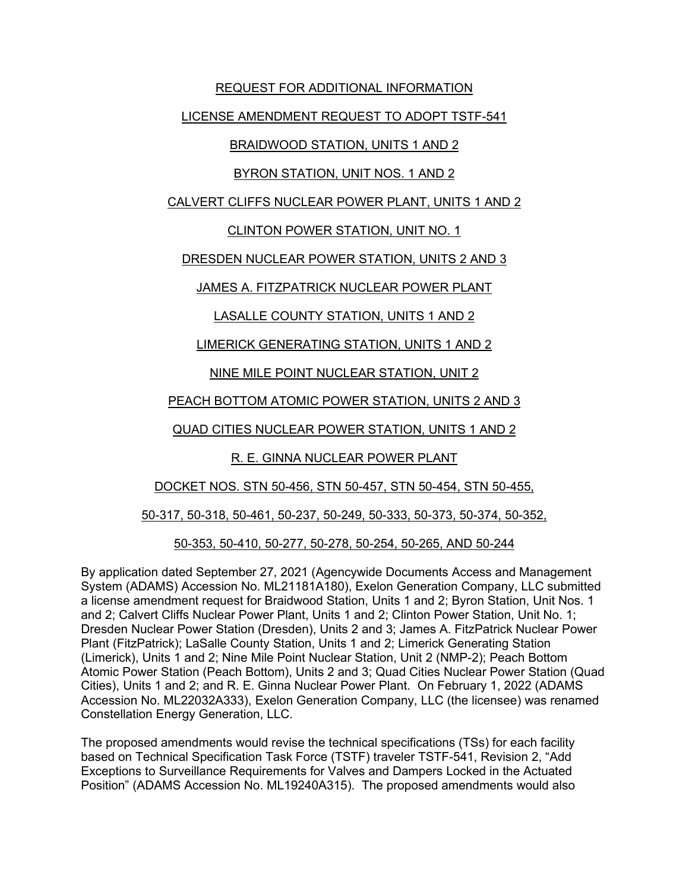REQUEST FOR ADDITIONAL INFORMATION

LICENSE AMENDMENT REQUEST TO ADOPT TSTF-541

BRAIDWOOD STATION, UNITS 1 AND 2

BYRON STATION, UNIT NOS. 1 AND 2

CALVERT CLIFFS NUCLEAR POWER PLANT, UNITS 1 AND 2

CLINTON POWER STATION, UNIT NO. 1

DRESDEN NUCLEAR POWER STATION, UNITS 2 AND 3

JAMES A. FITZPATRICK NUCLEAR POWER PLANT

LASALLE COUNTY STATION, UNITS 1 AND 2

LIMERICK GENERATING STATION, UNITS 1 AND 2

NINE MILE POINT NUCLEAR STATION, UNIT 2

PEACH BOTTOM ATOMIC POWER STATION, UNITS 2 AND 3

QUAD CITIES NUCLEAR POWER STATION, UNITS 1 AND 2

R. E. GINNA NUCLEAR POWER PLANT

DOCKET NOS. STN 50-456, STN 50-457, STN 50-454, STN 50-455,

50-317, 50-318, 50-461, 50-237, 50-249, 50-333, 50-373, 50-374, 50-352,

50-353, 50-410, 50-277, 50-278, 50-254, 50-265, AND 50-244

By application dated September 27, 2021 (Agencywide Documents Access and Management System (ADAMS) Accession No. ML21181A180), Exelon Generation Company, LLC submitted a license amendment request for Braidwood Station, Units 1 and 2; Byron Station, Unit Nos. 1 and 2; Calvert Cliffs Nuclear Power Plant, Units 1 and 2; Clinton Power Station, Unit No. 1; Dresden Nuclear Power Station (Dresden), Units 2 and 3; James A. FitzPatrick Nuclear Power Plant (FitzPatrick); LaSalle County Station, Units 1 and 2; Limerick Generating Station (Limerick), Units 1 and 2; Nine Mile Point Nuclear Station, Unit 2 (NMP-2); Peach Bottom Atomic Power Station (Peach Bottom), Units 2 and 3; Quad Cities Nuclear Power Station (Quad Cities), Units 1 and 2; and R. E. Ginna Nuclear Power Plant. On February 1, 2022 (ADAMS Accession No. ML22032A333), Exelon Generation Company, LLC (the licensee) was renamed Constellation Energy Generation, LLC.

The proposed amendments would revise the technical specifications (TSs) for each facility based on Technical Specification Task Force (TSTF) traveler TSTF-541, Revision 2, "Add Exceptions to Surveillance Requirements for Valves and Dampers Locked in the Actuated Position" (ADAMS Accession No. ML19240A315). The proposed amendments would also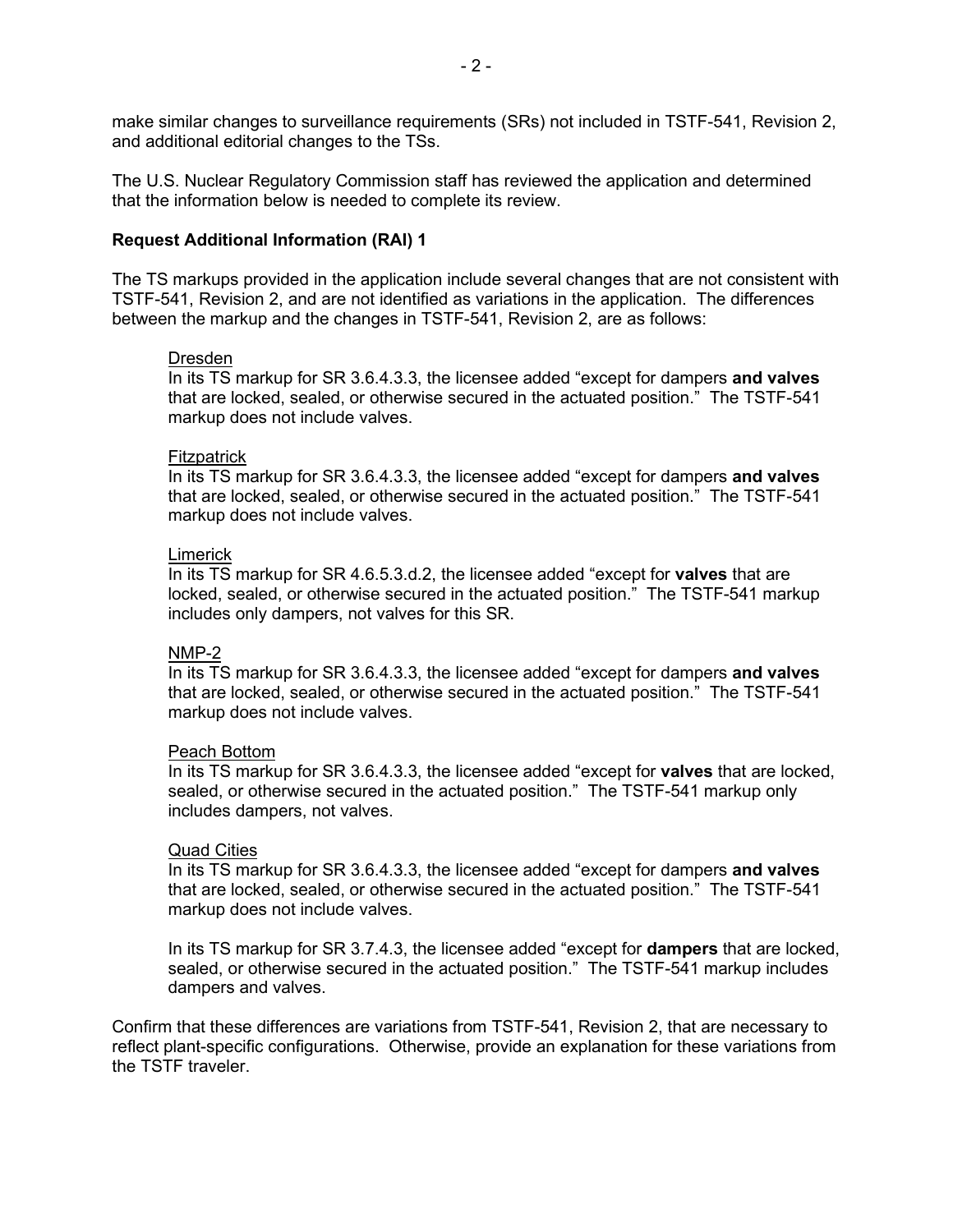make similar changes to surveillance requirements (SRs) not included in TSTF-541, Revision 2, and additional editorial changes to the TSs.

The U.S. Nuclear Regulatory Commission staff has reviewed the application and determined that the information below is needed to complete its review.

**Request Additional Information (RAI) 1**

The TS markups provided in the application include several changes that are not consistent with TSTF-541, Revision 2, and are not identified as variations in the application. The differences between the markup and the changes in TSTF-541, Revision 2, are as follows:

> Dresden
> In its TS markup for SR 3.6.4.3.3, the licensee added "except for dampers **and valves** that are locked, sealed, or otherwise secured in the actuated position." The TSTF-541 markup does not include valves.
>
> Fitzpatrick
> In its TS markup for SR 3.6.4.3.3, the licensee added "except for dampers **and valves** that are locked, sealed, or otherwise secured in the actuated position." The TSTF-541 markup does not include valves.
>
> Limerick
> In its TS markup for SR 4.6.5.3.d.2, the licensee added "except for **valves** that are locked, sealed, or otherwise secured in the actuated position." The TSTF-541 markup includes only dampers, not valves for this SR.
>
> NMP-2
> In its TS markup for SR 3.6.4.3.3, the licensee added "except for dampers **and valves** that are locked, sealed, or otherwise secured in the actuated position." The TSTF-541 markup does not include valves.
>
> Peach Bottom
> In its TS markup for SR 3.6.4.3.3, the licensee added "except for **valves** that are locked, sealed, or otherwise secured in the actuated position." The TSTF-541 markup only includes dampers, not valves.
>
> Quad Cities
> In its TS markup for SR 3.6.4.3.3, the licensee added "except for dampers **and valves** that are locked, sealed, or otherwise secured in the actuated position." The TSTF-541 markup does not include valves.
>
> In its TS markup for SR 3.7.4.3, the licensee added "except for **dampers** that are locked, sealed, or otherwise secured in the actuated position." The TSTF-541 markup includes dampers and valves.

Confirm that these differences are variations from TSTF-541, Revision 2, that are necessary to reflect plant-specific configurations. Otherwise, provide an explanation for these variations from the TSTF traveler.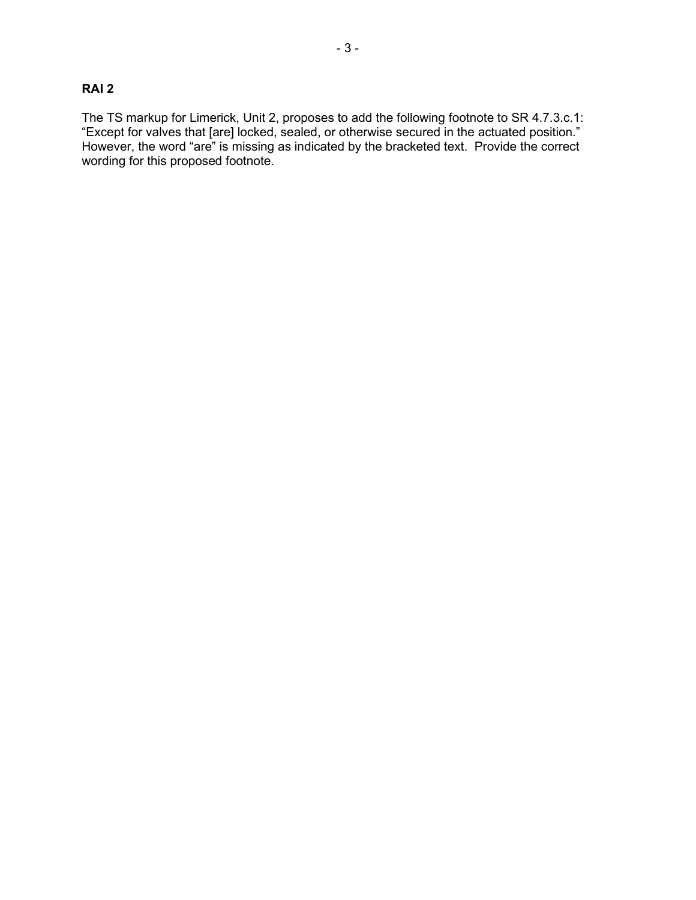**RAI 2**

The TS markup for Limerick, Unit 2, proposes to add the following footnote to SR 4.7.3.c.1: "Except for valves that [are] locked, sealed, or otherwise secured in the actuated position." However, the word "are" is missing as indicated by the bracketed text. Provide the correct wording for this proposed footnote.